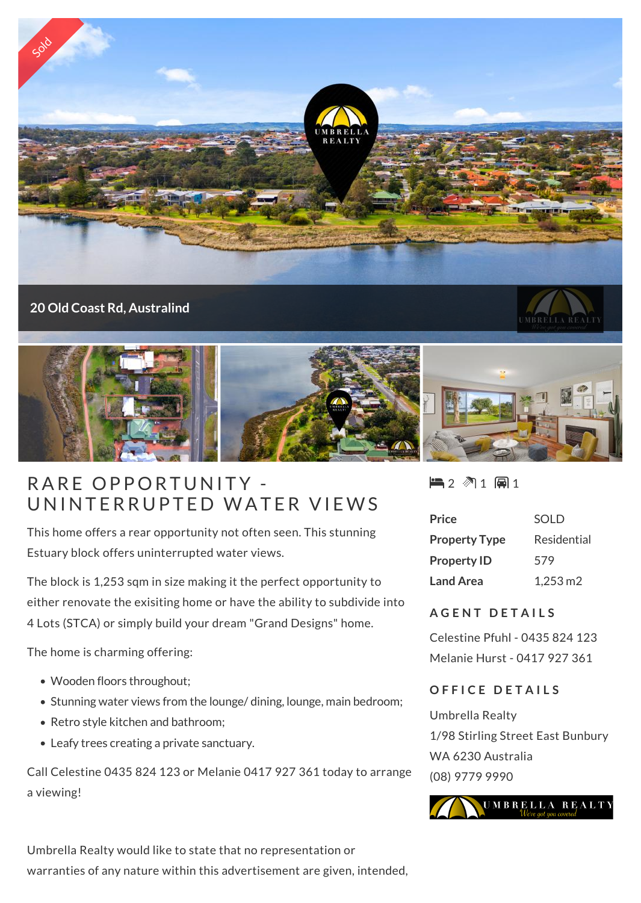Sold

20 Old Coast Rd, Australind

# RARE OPPORTUNITY - UNINTERRUPTED WATER VIEWS

This home offers a rear opportunity not often seen. This stunning Estuary block offers uninterrupted water views.

The block is 1,253 sqm in size making it the perfect opportunity to either renovate the exisiting home or have the ability to subdivide into 4 Lots (STCA) or simply build your dream "Grand Designs" home.

The home is charming offering:

- Wooden floors throughout;
- Stunning water views from the lounge/ dining, lounge, main bedroom;
- Retro style kitchen and bathroom;
- Leafy trees creating a private sanctuary.

Call Celestine 0435 824 123 or Melanie 0417 927 361 today to arrange a viewing!

Umbrella Realty would like to state that no representation or warranties of any nature within this advertisement are given, intended,

2 1 1

| | |
|---|---|
| **Price** | SOLD |
| **Property Type** | Residential |
| **Property ID** | 579 |
| **Land Area** | 1,253 m2 |

## AGENT DETAILS

Celestine Pfuhl - 0435 824 123
Melanie Hurst - 0417 927 361

## OFFICE DETAILS

Umbrella Realty
1/98 Stirling Street East Bunbury
WA 6230 Australia
(08) 9779 9990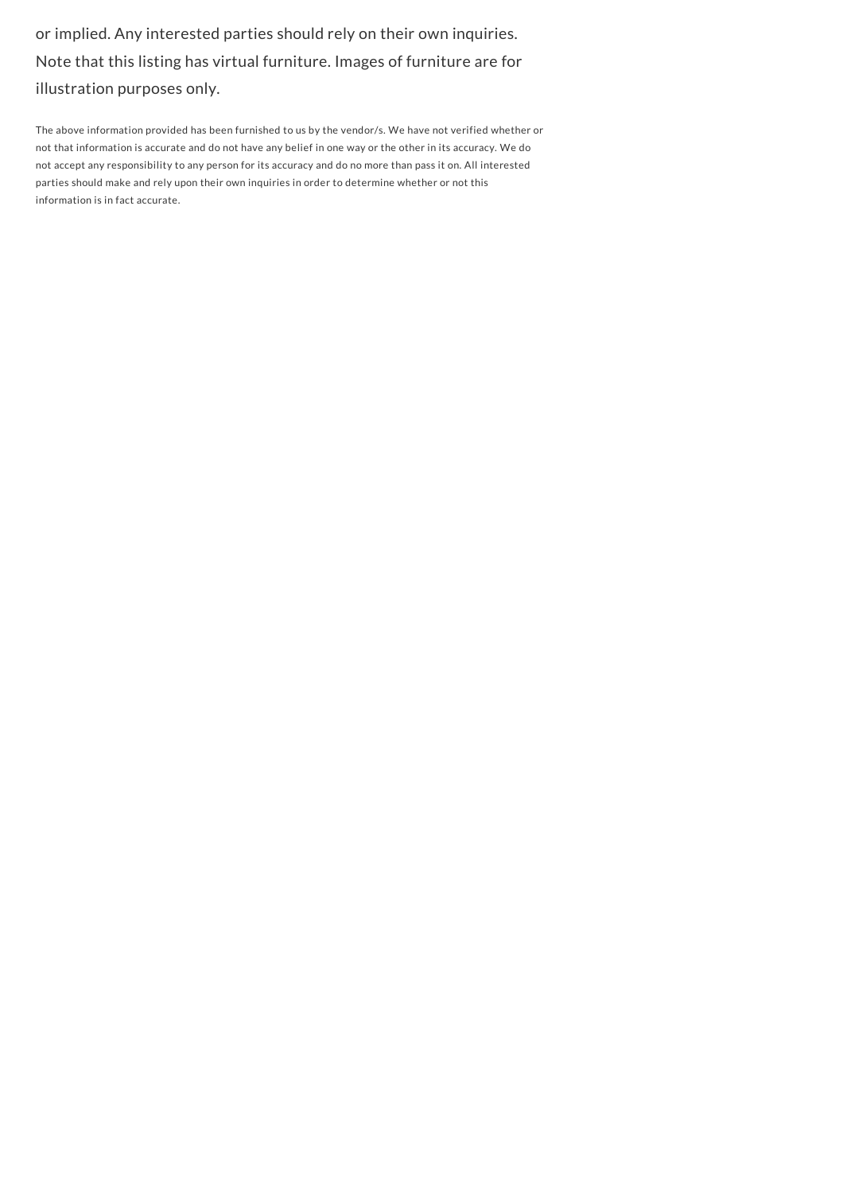or implied. Any interested parties should rely on their own inquiries. Note that this listing has virtual furniture. Images of furniture are for illustration purposes only.

The above information provided has been furnished to us by the vendor/s. We have not verified whether or not that information is accurate and do not have any belief in one way or the other in its accuracy. We do not accept any responsibility to any person for its accuracy and do no more than pass it on. All interested parties should make and rely upon their own inquiries in order to determine whether or not this information is in fact accurate.